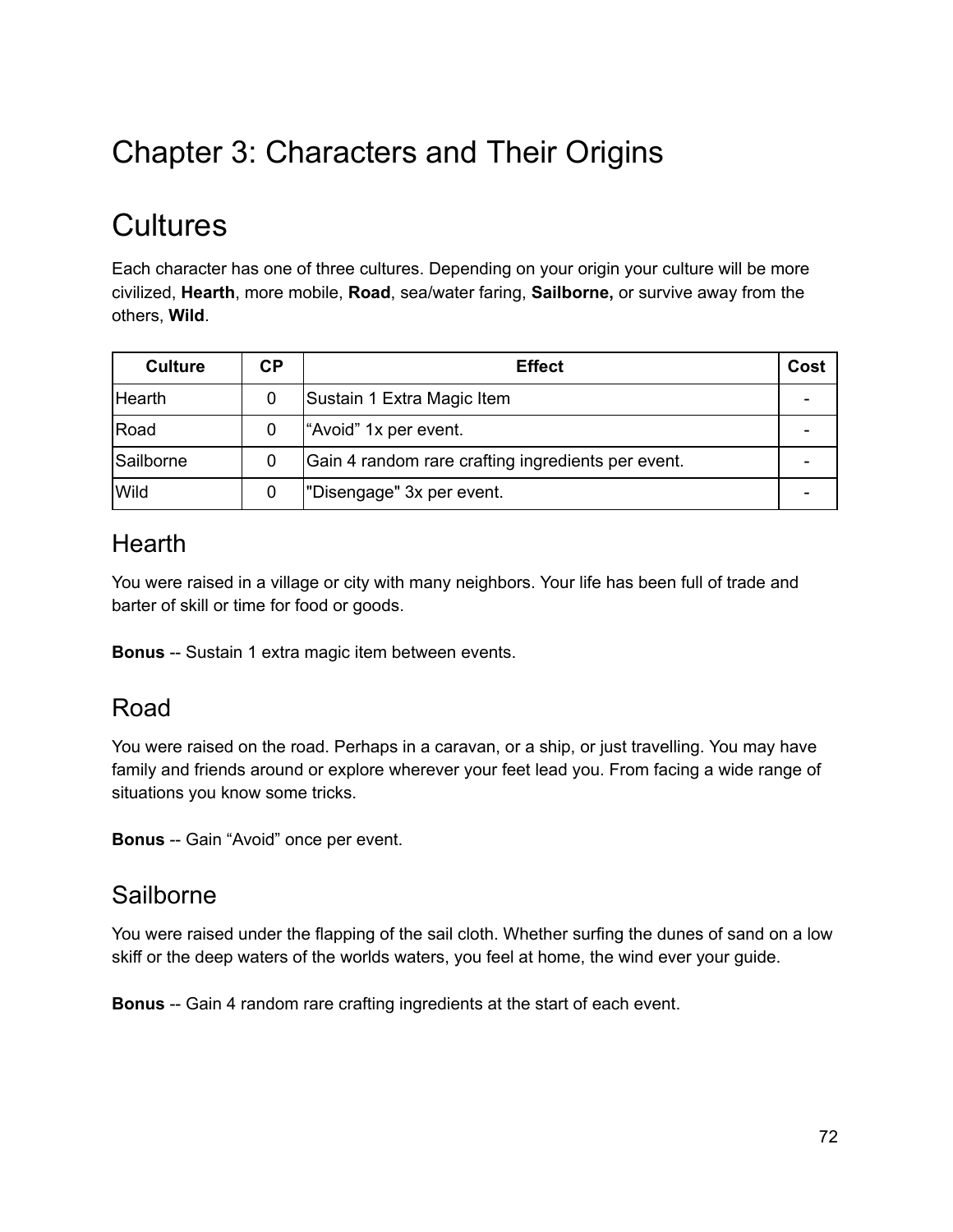# Chapter 3: Characters and Their Origins

# Cultures

Each character has one of three cultures. Depending on your origin your culture will be more civilized, **Hearth**, more mobile, **Road**, sea/water faring, **Sailborne,** or survive away from the others, **Wild**.

| Culture | CP | Effect | Cost |
|---|---|---|---|
| Hearth | 0 | Sustain 1 Extra Magic Item | - |
| Road | 0 | “Avoid” 1x per event. | - |
| Sailborne | 0 | Gain 4 random rare crafting ingredients per event. | - |
| Wild | 0 | "Disengage" 3x per event. | - |

## Hearth

You were raised in a village or city with many neighbors. Your life has been full of trade and barter of skill or time for food or goods.

**Bonus** -- Sustain 1 extra magic item between events.

## Road

You were raised on the road. Perhaps in a caravan, or a ship, or just travelling. You may have family and friends around or explore wherever your feet lead you. From facing a wide range of situations you know some tricks.

**Bonus** -- Gain “Avoid” once per event.

## Sailborne

You were raised under the flapping of the sail cloth. Whether surfing the dunes of sand on a low skiff or the deep waters of the worlds waters, you feel at home, the wind ever your guide.

**Bonus** -- Gain 4 random rare crafting ingredients at the start of each event.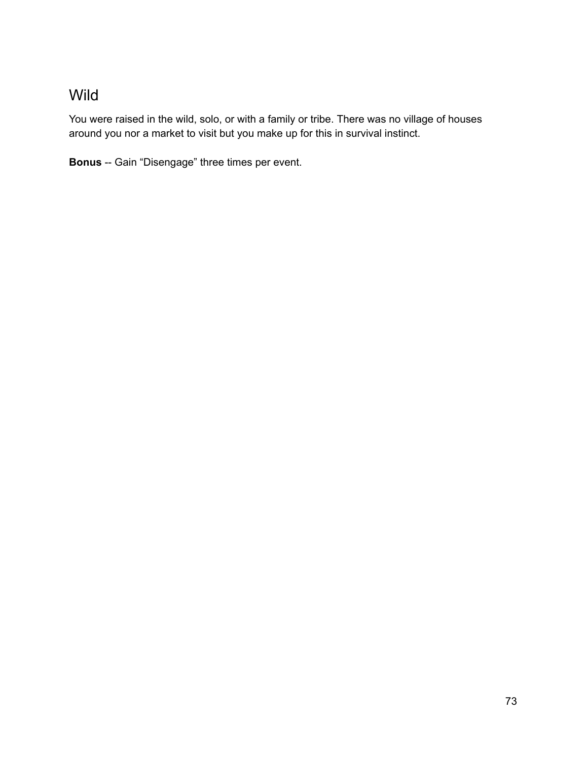## Wild

You were raised in the wild, solo, or with a family or tribe. There was no village of houses around you nor a market to visit but you make up for this in survival instinct.

**Bonus** -- Gain “Disengage” three times per event.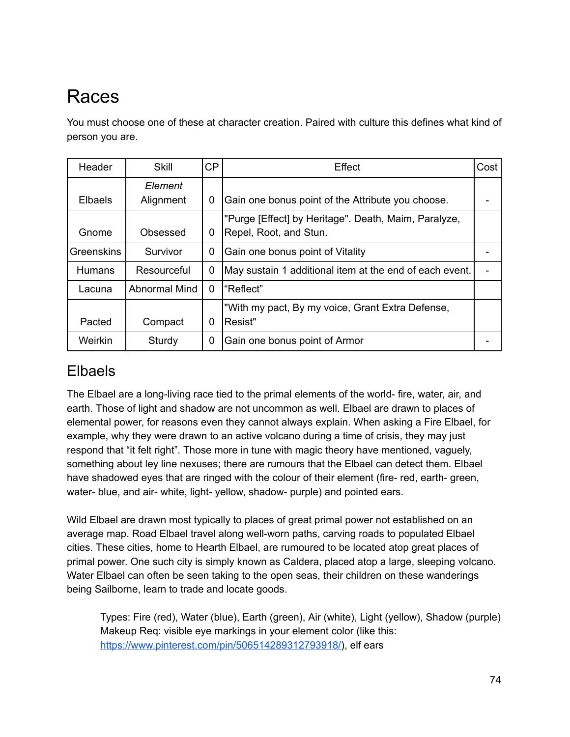# Races

You must choose one of these at character creation. Paired with culture this defines what kind of person you are.

| Header | Skill | CP | Effect | Cost |
|---|---|---|---|---|
| Elbaels | *Element* Alignment | 0 | Gain one bonus point of the Attribute you choose. | - |
| Gnome | Obsessed | 0 | "Purge [Effect] by Heritage". Death, Maim, Paralyze, Repel, Root, and Stun. | |
| Greenskins | Survivor | 0 | Gain one bonus point of Vitality | - |
| Humans | Resourceful | 0 | May sustain 1 additional item at the end of each event. | - |
| Lacuna | Abnormal Mind | 0 | “Reflect” | |
| Pacted | Compact | 0 | "With my pact, By my voice, Grant Extra Defense, Resist" | |
| Weirkin | Sturdy | 0 | Gain one bonus point of Armor | - |

## Elbaels

The Elbael are a long-living race tied to the primal elements of the world- fire, water, air, and earth. Those of light and shadow are not uncommon as well. Elbael are drawn to places of elemental power, for reasons even they cannot always explain. When asking a Fire Elbael, for example, why they were drawn to an active volcano during a time of crisis, they may just respond that “it felt right”. Those more in tune with magic theory have mentioned, vaguely, something about ley line nexuses; there are rumours that the Elbael can detect them. Elbael have shadowed eyes that are ringed with the colour of their element (fire- red, earth- green, water- blue, and air- white, light- yellow, shadow- purple) and pointed ears.

Wild Elbael are drawn most typically to places of great primal power not established on an average map. Road Elbael travel along well-worn paths, carving roads to populated Elbael cities. These cities, home to Hearth Elbael, are rumoured to be located atop great places of primal power. One such city is simply known as Caldera, placed atop a large, sleeping volcano. Water Elbael can often be seen taking to the open seas, their children on these wanderings being Sailborne, learn to trade and locate goods.

> Types: Fire (red), Water (blue), Earth (green), Air (white), Light (yellow), Shadow (purple)
> Makeup Req: visible eye markings in your element color (like this: https://www.pinterest.com/pin/506514289312793918/), elf ears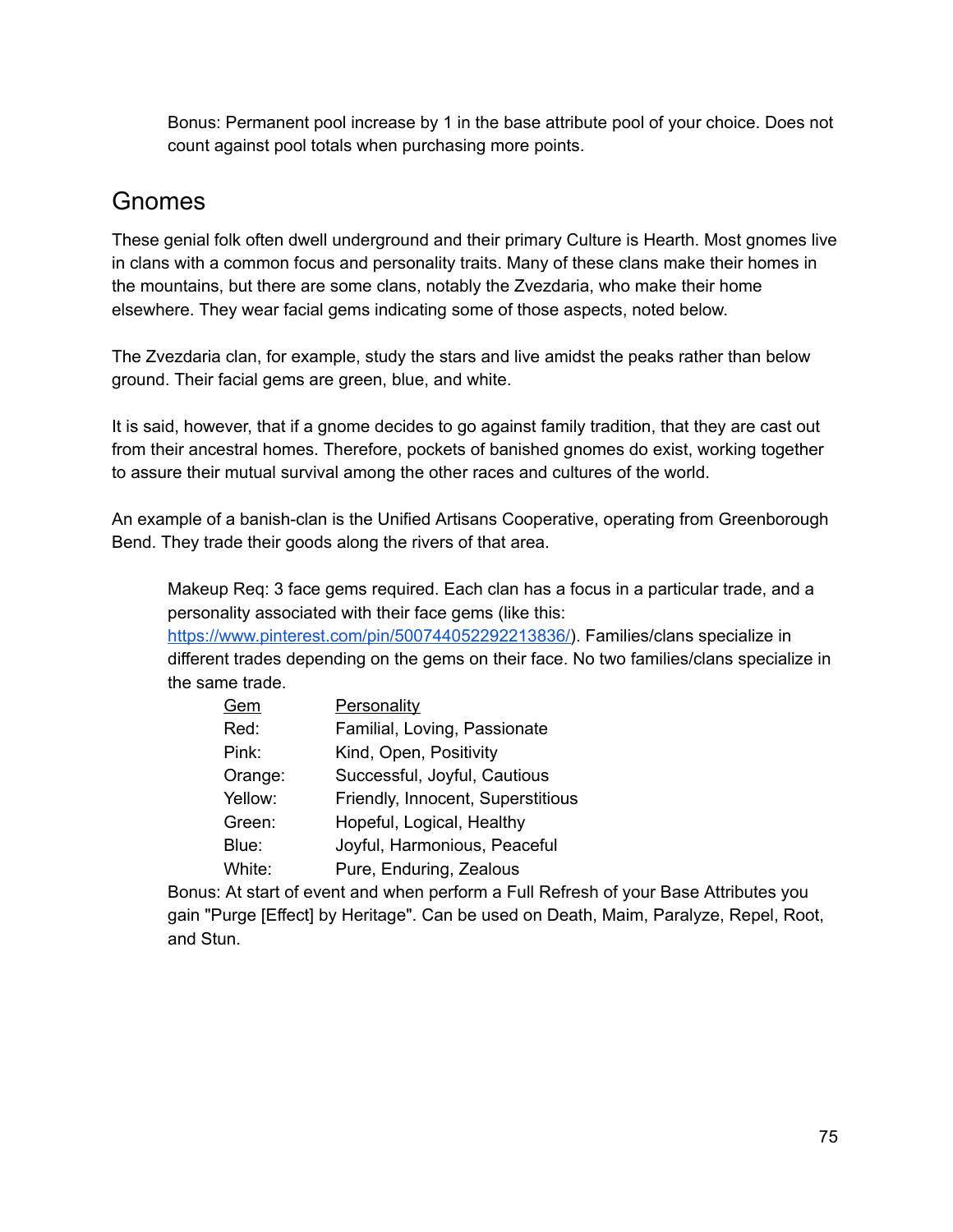Bonus: Permanent pool increase by 1 in the base attribute pool of your choice. Does not count against pool totals when purchasing more points.

## Gnomes

These genial folk often dwell underground and their primary Culture is Hearth. Most gnomes live in clans with a common focus and personality traits. Many of these clans make their homes in the mountains, but there are some clans, notably the Zvezdaria, who make their home elsewhere. They wear facial gems indicating some of those aspects, noted below.

The Zvezdaria clan, for example, study the stars and live amidst the peaks rather than below ground. Their facial gems are green, blue, and white.

It is said, however, that if a gnome decides to go against family tradition, that they are cast out from their ancestral homes. Therefore, pockets of banished gnomes do exist, working together to assure their mutual survival among the other races and cultures of the world.

An example of a banish-clan is the Unified Artisans Cooperative, operating from Greenborough Bend. They trade their goods along the rivers of that area.

Makeup Req: 3 face gems required. Each clan has a focus in a particular trade, and a personality associated with their face gems (like this: [https://www.pinterest.com/pin/500744052292213836/](https://www.pinterest.com/pin/500744052292213836/)). Families/clans specialize in different trades depending on the gems on their face. No two families/clans specialize in the same trade.

| Gem | Personality |
|---|---|
| Red: | Familial, Loving, Passionate |
| Pink: | Kind, Open, Positivity |
| Orange: | Successful, Joyful, Cautious |
| Yellow: | Friendly, Innocent, Superstitious |
| Green: | Hopeful, Logical, Healthy |
| Blue: | Joyful, Harmonious, Peaceful |
| White: | Pure, Enduring, Zealous |

Bonus: At start of event and when perform a Full Refresh of your Base Attributes you gain "Purge [Effect] by Heritage". Can be used on Death, Maim, Paralyze, Repel, Root, and Stun.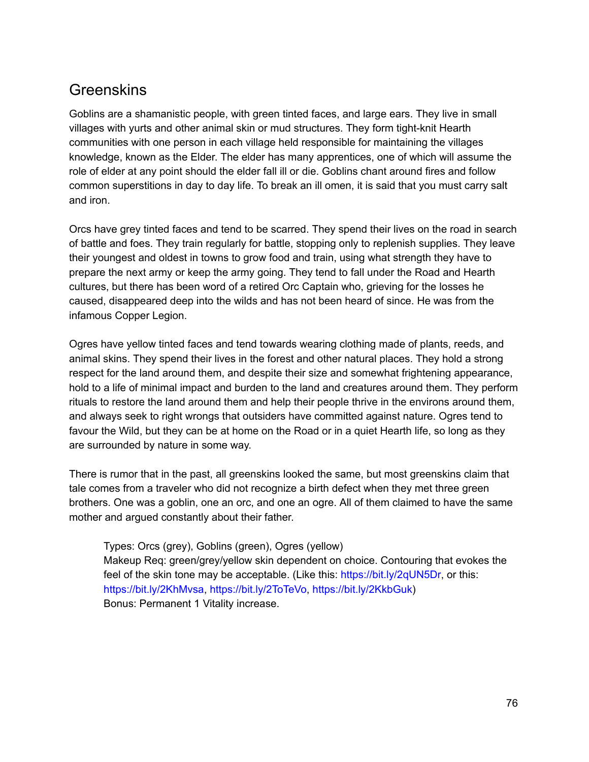## Greenskins

Goblins are a shamanistic people, with green tinted faces, and large ears. They live in small villages with yurts and other animal skin or mud structures. They form tight-knit Hearth communities with one person in each village held responsible for maintaining the villages knowledge, known as the Elder. The elder has many apprentices, one of which will assume the role of elder at any point should the elder fall ill or die. Goblins chant around fires and follow common superstitions in day to day life. To break an ill omen, it is said that you must carry salt and iron.

Orcs have grey tinted faces and tend to be scarred. They spend their lives on the road in search of battle and foes. They train regularly for battle, stopping only to replenish supplies. They leave their youngest and oldest in towns to grow food and train, using what strength they have to prepare the next army or keep the army going. They tend to fall under the Road and Hearth cultures, but there has been word of a retired Orc Captain who, grieving for the losses he caused, disappeared deep into the wilds and has not been heard of since. He was from the infamous Copper Legion.

Ogres have yellow tinted faces and tend towards wearing clothing made of plants, reeds, and animal skins. They spend their lives in the forest and other natural places. They hold a strong respect for the land around them, and despite their size and somewhat frightening appearance, hold to a life of minimal impact and burden to the land and creatures around them. They perform rituals to restore the land around them and help their people thrive in the environs around them, and always seek to right wrongs that outsiders have committed against nature. Ogres tend to favour the Wild, but they can be at home on the Road or in a quiet Hearth life, so long as they are surrounded by nature in some way.

There is rumor that in the past, all greenskins looked the same, but most greenskins claim that tale comes from a traveler who did not recognize a birth defect when they met three green brothers. One was a goblin, one an orc, and one an ogre. All of them claimed to have the same mother and argued constantly about their father.

> Types: Orcs (grey), Goblins (green), Ogres (yellow)
> Makeup Req: green/grey/yellow skin dependent on choice. Contouring that evokes the feel of the skin tone may be acceptable. (Like this: https://bit.ly/2qUN5Dr, or this: https://bit.ly/2KhMvsa, https://bit.ly/2ToTeVo, https://bit.ly/2KkbGuk)
> Bonus: Permanent 1 Vitality increase.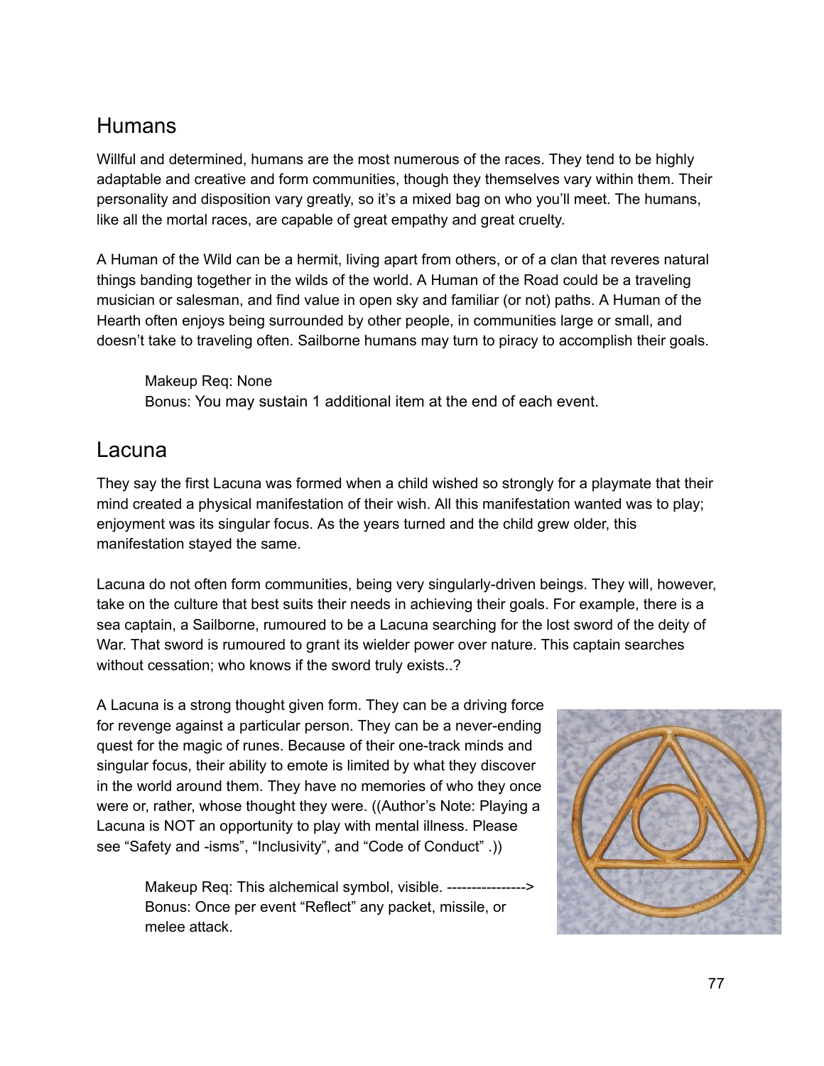## Humans

Willful and determined, humans are the most numerous of the races. They tend to be highly adaptable and creative and form communities, though they themselves vary within them. Their personality and disposition vary greatly, so it's a mixed bag on who you'll meet. The humans, like all the mortal races, are capable of great empathy and great cruelty.

A Human of the Wild can be a hermit, living apart from others, or of a clan that reveres natural things banding together in the wilds of the world. A Human of the Road could be a traveling musician or salesman, and find value in open sky and familiar (or not) paths. A Human of the Hearth often enjoys being surrounded by other people, in communities large or small, and doesn't take to traveling often. Sailborne humans may turn to piracy to accomplish their goals.

> Makeup Req: None
> Bonus: You may sustain 1 additional item at the end of each event.

## Lacuna

They say the first Lacuna was formed when a child wished so strongly for a playmate that their mind created a physical manifestation of their wish. All this manifestation wanted was to play; enjoyment was its singular focus. As the years turned and the child grew older, this manifestation stayed the same.

Lacuna do not often form communities, being very singularly-driven beings. They will, however, take on the culture that best suits their needs in achieving their goals. For example, there is a sea captain, a Sailborne, rumoured to be a Lacuna searching for the lost sword of the deity of War. That sword is rumoured to grant its wielder power over nature. This captain searches without cessation; who knows if the sword truly exists..?

A Lacuna is a strong thought given form. They can be a driving force for revenge against a particular person. They can be a never-ending quest for the magic of runes. Because of their one-track minds and singular focus, their ability to emote is limited by what they discover in the world around them. They have no memories of who they once were or, rather, whose thought they were. ((Author's Note: Playing a Lacuna is NOT an opportunity to play with mental illness. Please see "Safety and -isms", "Inclusivity", and "Code of Conduct" .))

> Makeup Req: This alchemical symbol, visible. ---------------->
> Bonus: Once per event "Reflect" any packet, missile, or melee attack.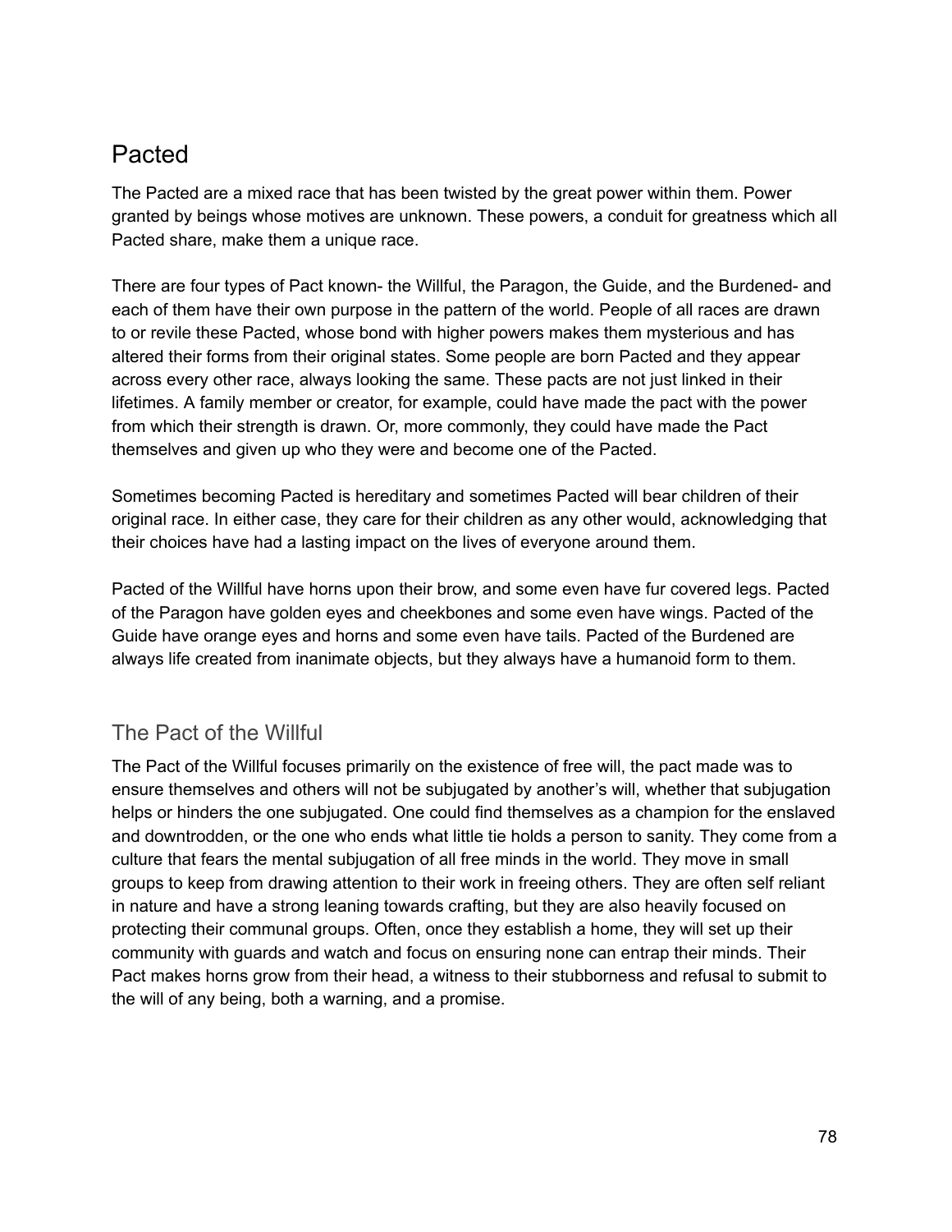# Pacted

The Pacted are a mixed race that has been twisted by the great power within them. Power granted by beings whose motives are unknown. These powers, a conduit for greatness which all Pacted share, make them a unique race.

There are four types of Pact known- the Willful, the Paragon, the Guide, and the Burdened- and each of them have their own purpose in the pattern of the world. People of all races are drawn to or revile these Pacted, whose bond with higher powers makes them mysterious and has altered their forms from their original states. Some people are born Pacted and they appear across every other race, always looking the same. These pacts are not just linked in their lifetimes. A family member or creator, for example, could have made the pact with the power from which their strength is drawn. Or, more commonly, they could have made the Pact themselves and given up who they were and become one of the Pacted.

Sometimes becoming Pacted is hereditary and sometimes Pacted will bear children of their original race. In either case, they care for their children as any other would, acknowledging that their choices have had a lasting impact on the lives of everyone around them.

Pacted of the Willful have horns upon their brow, and some even have fur covered legs. Pacted of the Paragon have golden eyes and cheekbones and some even have wings. Pacted of the Guide have orange eyes and horns and some even have tails. Pacted of the Burdened are always life created from inanimate objects, but they always have a humanoid form to them.

## The Pact of the Willful

The Pact of the Willful focuses primarily on the existence of free will, the pact made was to ensure themselves and others will not be subjugated by another's will, whether that subjugation helps or hinders the one subjugated. One could find themselves as a champion for the enslaved and downtrodden, or the one who ends what little tie holds a person to sanity. They come from a culture that fears the mental subjugation of all free minds in the world. They move in small groups to keep from drawing attention to their work in freeing others. They are often self reliant in nature and have a strong leaning towards crafting, but they are also heavily focused on protecting their communal groups. Often, once they establish a home, they will set up their community with guards and watch and focus on ensuring none can entrap their minds. Their Pact makes horns grow from their head, a witness to their stubborness and refusal to submit to the will of any being, both a warning, and a promise.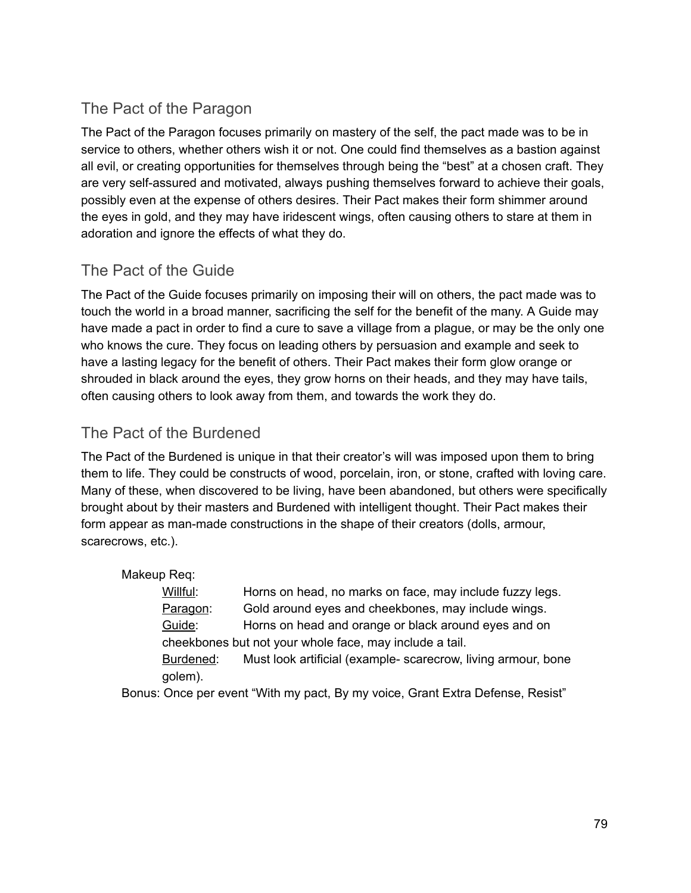## The Pact of the Paragon

The Pact of the Paragon focuses primarily on mastery of the self, the pact made was to be in service to others, whether others wish it or not. One could find themselves as a bastion against all evil, or creating opportunities for themselves through being the "best" at a chosen craft. They are very self-assured and motivated, always pushing themselves forward to achieve their goals, possibly even at the expense of others desires. Their Pact makes their form shimmer around the eyes in gold, and they may have iridescent wings, often causing others to stare at them in adoration and ignore the effects of what they do.

## The Pact of the Guide

The Pact of the Guide focuses primarily on imposing their will on others, the pact made was to touch the world in a broad manner, sacrificing the self for the benefit of the many. A Guide may have made a pact in order to find a cure to save a village from a plague, or may be the only one who knows the cure. They focus on leading others by persuasion and example and seek to have a lasting legacy for the benefit of others. Their Pact makes their form glow orange or shrouded in black around the eyes, they grow horns on their heads, and they may have tails, often causing others to look away from them, and towards the work they do.

## The Pact of the Burdened

The Pact of the Burdened is unique in that their creator's will was imposed upon them to bring them to life. They could be constructs of wood, porcelain, iron, or stone, crafted with loving care. Many of these, when discovered to be living, have been abandoned, but others were specifically brought about by their masters and Burdened with intelligent thought. Their Pact makes their form appear as man-made constructions in the shape of their creators (dolls, armour, scarecrows, etc.).

Makeup Req:

- Willful: Horns on head, no marks on face, may include fuzzy legs.
- Paragon: Gold around eyes and cheekbones, may include wings.
- Guide: Horns on head and orange or black around eyes and on cheekbones but not your whole face, may include a tail.
- Burdened: Must look artificial (example- scarecrow, living armour, bone golem).

Bonus: Once per event "With my pact, By my voice, Grant Extra Defense, Resist"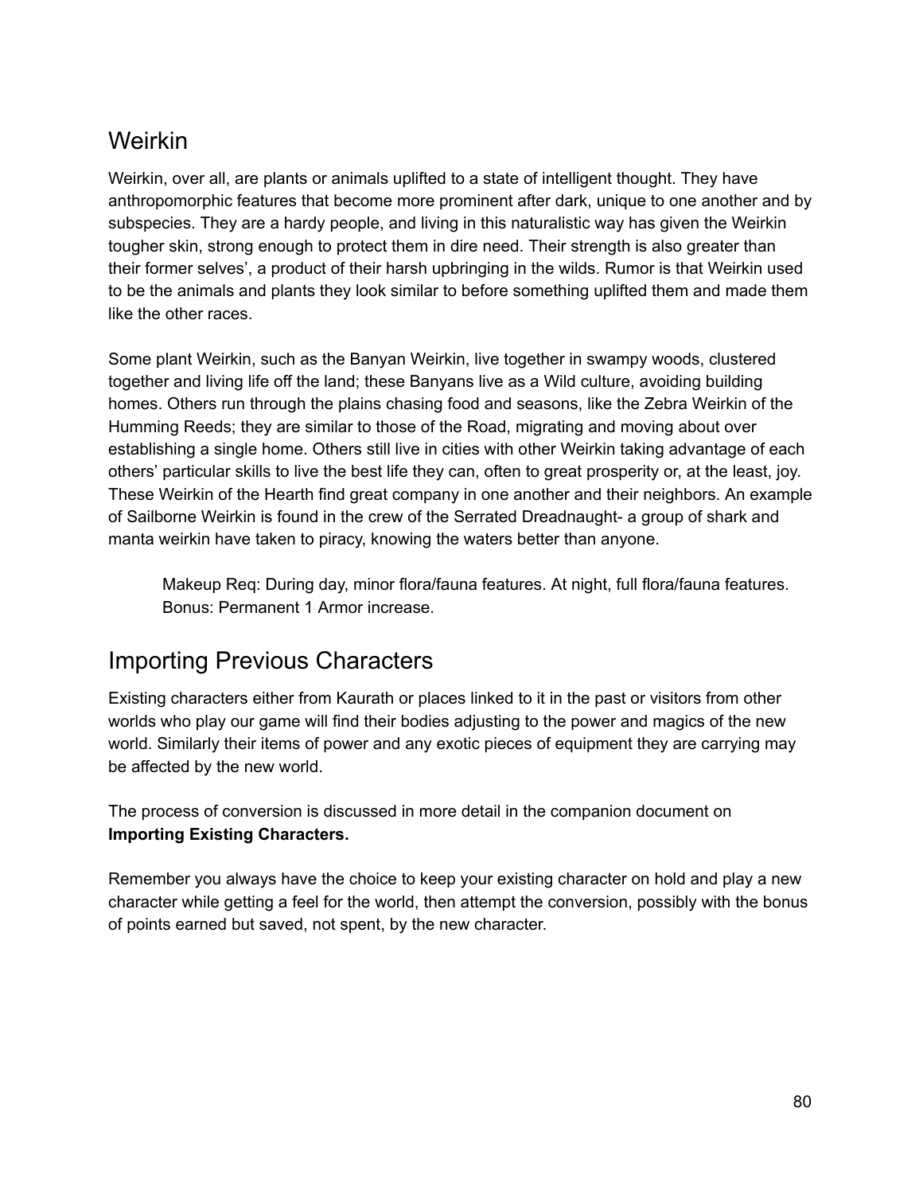## Weirkin

Weirkin, over all, are plants or animals uplifted to a state of intelligent thought. They have anthropomorphic features that become more prominent after dark, unique to one another and by subspecies. They are a hardy people, and living in this naturalistic way has given the Weirkin tougher skin, strong enough to protect them in dire need. Their strength is also greater than their former selves', a product of their harsh upbringing in the wilds. Rumor is that Weirkin used to be the animals and plants they look similar to before something uplifted them and made them like the other races.

Some plant Weirkin, such as the Banyan Weirkin, live together in swampy woods, clustered together and living life off the land; these Banyans live as a Wild culture, avoiding building homes. Others run through the plains chasing food and seasons, like the Zebra Weirkin of the Humming Reeds; they are similar to those of the Road, migrating and moving about over establishing a single home. Others still live in cities with other Weirkin taking advantage of each others' particular skills to live the best life they can, often to great prosperity or, at the least, joy. These Weirkin of the Hearth find great company in one another and their neighbors. An example of Sailborne Weirkin is found in the crew of the Serrated Dreadnaught- a group of shark and manta weirkin have taken to piracy, knowing the waters better than anyone.

> Makeup Req: During day, minor flora/fauna features. At night, full flora/fauna features.
> Bonus: Permanent 1 Armor increase.

## Importing Previous Characters

Existing characters either from Kaurath or places linked to it in the past or visitors from other worlds who play our game will find their bodies adjusting to the power and magics of the new world. Similarly their items of power and any exotic pieces of equipment they are carrying may be affected by the new world.

The process of conversion is discussed in more detail in the companion document on **Importing Existing Characters.**

Remember you always have the choice to keep your existing character on hold and play a new character while getting a feel for the world, then attempt the conversion, possibly with the bonus of points earned but saved, not spent, by the new character.